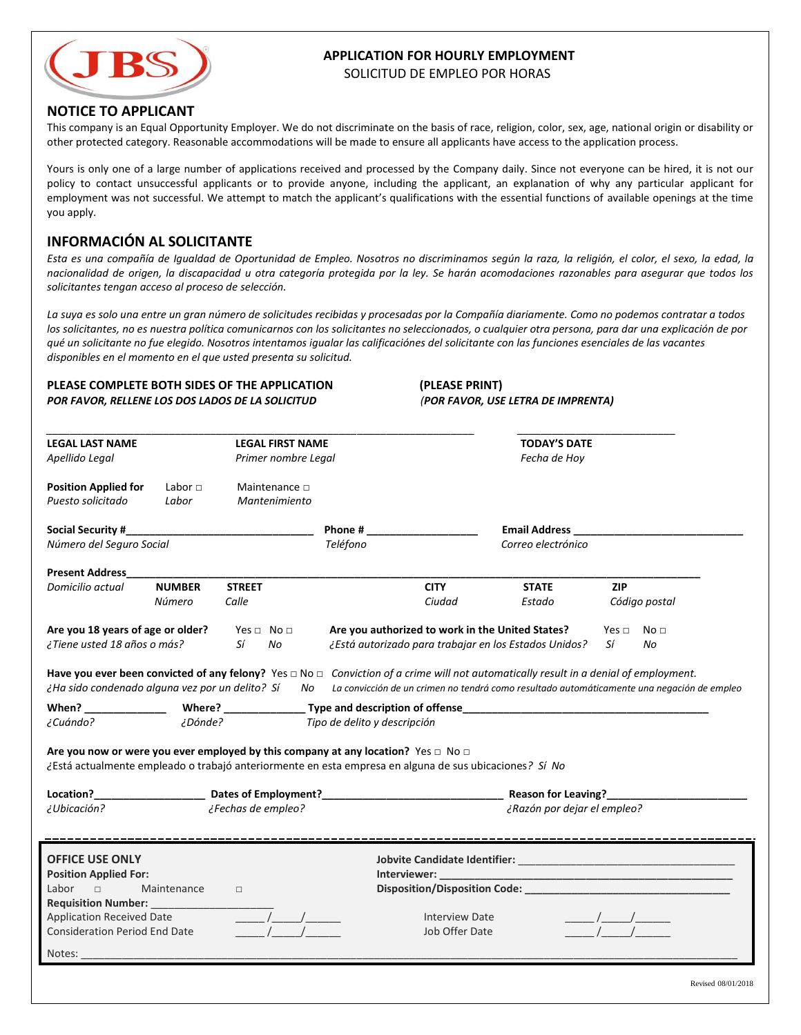# APPLICATION FOR HOURLY EMPLOYMENT

SOLICITUD DE EMPLEO POR HORAS

## NOTICE TO APPLICANT

This company is an Equal Opportunity Employer. We do not discriminate on the basis of race, religion, color, sex, age, national origin or disability or other protected category. Reasonable accommodations will be made to ensure all applicants have access to the application process.

Yours is only one of a large number of applications received and processed by the Company daily. Since not everyone can be hired, it is not our policy to contact unsuccessful applicants or to provide anyone, including the applicant, an explanation of why any particular applicant for employment was not successful. We attempt to match the applicant's qualifications with the essential functions of available openings at the time you apply.

## INFORMACIÓN AL SOLICITANTE

*Esta es una compañía de Igualdad de Oportunidad de Empleo. Nosotros no discriminamos según la raza, la religión, el color, el sexo, la edad, la nacionalidad de origen, la discapacidad u otra categoría protegida por la ley. Se harán acomodaciones razonables para asegurar que todos los solicitantes tengan acceso al proceso de selección.*

*La suya es solo una entre un gran número de solicitudes recibidas y procesadas por la Compañía diariamente. Como no podemos contratar a todos los solicitantes, no es nuestra política comunicarnos con los solicitantes no seleccionados, o cualquier otra persona, para dar una explicación de por qué un solicitante no fue elegido. Nosotros intentamos igualar las calificaciónes del solicitante con las funciones esenciales de las vacantes disponibles en el momento en el que usted presenta su solicitud.*

**PLEASE COMPLETE BOTH SIDES OF THE APPLICATION** **(PLEASE PRINT)**

***POR FAVOR, RELLENE LOS DOS LADOS DE LA SOLICITUD*** ***(POR FAVOR, USE LETRA DE IMPRENTA)***

______________________________________________________ ______________________

**LEGAL LAST NAME** *Apellido Legal* **LEGAL FIRST NAME** *Primer nombre Legal* **TODAY'S DATE** *Fecha de Hoy*

**Position Applied for** *Puesto solicitado* Labor □ *Labor* Maintenance □ *Mantenimiento*

**Social Security #**______________________________ *Número del Seguro Social* **Phone #** __________________ *Teléfono* **Email Address** ____________________________ *Correo electrónico*

**Present Address**__________________________________________________________________________________
*Domicilio actual* **NUMBER** *Número* **STREET** *Calle* **CITY** *Ciudad* **STATE** *Estado* **ZIP** *Código postal*

**Are you 18 years of age or older?** Yes □ No □
*¿Tiene usted 18 años o más?* *Sí No*

**Are you authorized to work in the United States?** Yes □ No □
*¿Está autorizado para trabajar en los Estados Unidos?* *Sí No*

**Have you ever been convicted of any felony?** Yes □ No □ *Conviction of a crime will not automatically result in a denial of employment.*
*¿Ha sido condenado alguna vez por un delito? Sí No* *La convicción de un crimen no tendrá como resultado automáticamente una negación de empleo*

**When?** ______________ *¿Cuándo?* **Where?** ______________ *¿Dónde?* **Type and description of offense**_________________________________________ *Tipo de delito y descripción*

**Are you now or were you ever employed by this company at any location?** Yes □ No □
¿Está actualmente empleado o trabajó anteriormente en esta empresa en alguna de sus ubicaciones*? Sí No*

**Location?**__________________ *¿Ubicación?* **Dates of Employment?**______________________________ *¿Fechas de empleo?* **Reason for Leaving?**_______________________ *¿Razón por dejar el empleo?*

---

**OFFICE USE ONLY**

**Position Applied For:**
Labor □ Maintenance □

**Requisition Number:** ____________________

Application Received Date _____/_____/______

Consideration Period End Date _____/_____/______

**Jobvite Candidate Identifier:** ___________________________________

**Interviewer:** ________________________________________________

**Disposition/Disposition Code:** __________________________________

Interview Date _____/_____/______

Job Offer Date _____/_____/______

Notes: ______________________________________________________________________________________________

Revised 08/01/2018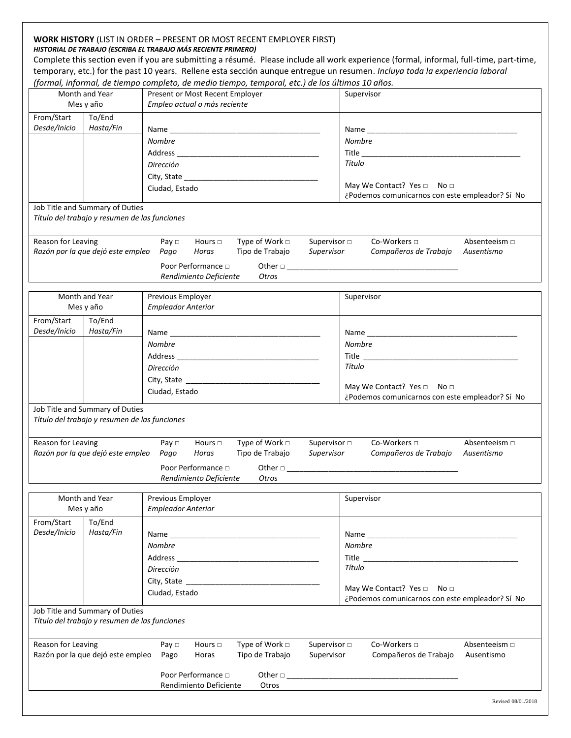**WORK HISTORY** (LIST IN ORDER – PRESENT OR MOST RECENT EMPLOYER FIRST)
***HISTORIAL DE TRABAJO (ESCRIBA EL TRABAJO MÁS RECIENTE PRIMERO)***

Complete this section even if you are submitting a résumé. Please include all work experience (formal, informal, full-time, part-time, temporary, etc.) for the past 10 years. Rellene esta sección aunque entregue un resumen. *Incluya toda la experiencia laboral (formal, informal, de tiempo completo, de medio tiempo, temporal, etc.) de los últimos 10 años.*

| Month and Year<br>Mes y año | | Present or Most Recent Employer<br>*Empleo actual o más reciente* | Supervisor |
|---|---|---|---|
| From/Start<br>*Desde/Inicio* | To/End<br>*Hasta/Fin* | Name ___________________________________<br>*Nombre*<br>Address _________________________________<br>*Dirección*<br>City, State _______________________________<br>Ciudad, Estado | Name ___________________________________<br>*Nombre*<br>Title _____________________________________<br>*Título*<br>May We Contact? Yes □ No □<br>¿Podemos comunicarnos con este empleador? Sí No |
| Job Title and Summary of Duties<br>*Título del trabajo y resumen de las funciones* | | | |
| Reason for Leaving<br>*Razón por la que dejó este empleo* | | Pay □ *Pago* Hours □ *Horas* Type of Work □ Tipo de Trabajo Supervisor □ *Supervisor* Co-Workers □ *Compañeros de Trabajo* Absenteeism □ *Ausentismo*<br>Poor Performance □ *Rendimiento Deficiente* Other □ _______________________ *Otros* | |

| Month and Year<br>Mes y año | | Previous Employer<br>*Empleador Anterior* | Supervisor |
|---|---|---|---|
| From/Start<br>*Desde/Inicio* | To/End<br>*Hasta/Fin* | Name ___________________________________<br>*Nombre*<br>Address _________________________________<br>*Dirección*<br>City, State _______________________________<br>Ciudad, Estado | Name ___________________________________<br>*Nombre*<br>Title _____________________________________<br>*Título*<br>May We Contact? Yes □ No □<br>¿Podemos comunicarnos con este empleador? Sí No |
| Job Title and Summary of Duties<br>*Título del trabajo y resumen de las funciones* | | | |
| Reason for Leaving<br>*Razón por la que dejó este empleo* | | Pay □ *Pago* Hours □ *Horas* Type of Work □ Tipo de Trabajo Supervisor □ *Supervisor* Co-Workers □ *Compañeros de Trabajo* Absenteeism □ *Ausentismo*<br>Poor Performance □ *Rendimiento Deficiente* Other □ _______________________ *Otros* | |

| Month and Year<br>Mes y año | | Previous Employer<br>*Empleador Anterior* | Supervisor |
|---|---|---|---|
| From/Start<br>*Desde/Inicio* | To/End<br>*Hasta/Fin* | Name ___________________________________<br>*Nombre*<br>Address _________________________________<br>*Dirección*<br>City, State _______________________________<br>Ciudad, Estado | Name ___________________________________<br>*Nombre*<br>Title _____________________________________<br>*Título*<br>May We Contact? Yes □ No □<br>¿Podemos comunicarnos con este empleador? Sí No |
| Job Title and Summary of Duties<br>*Título del trabajo y resumen de las funciones* | | | |
| Reason for Leaving<br>Razón por la que dejó este empleo | | Pay □ Pago Hours □ Horas Type of Work □ Tipo de Trabajo Supervisor □ Supervisor Co-Workers □ Compañeros de Trabajo Absenteeism □ Ausentismo<br>Poor Performance □ Rendimiento Deficiente Other □ _______________________ Otros | |

Revised 08/01/2018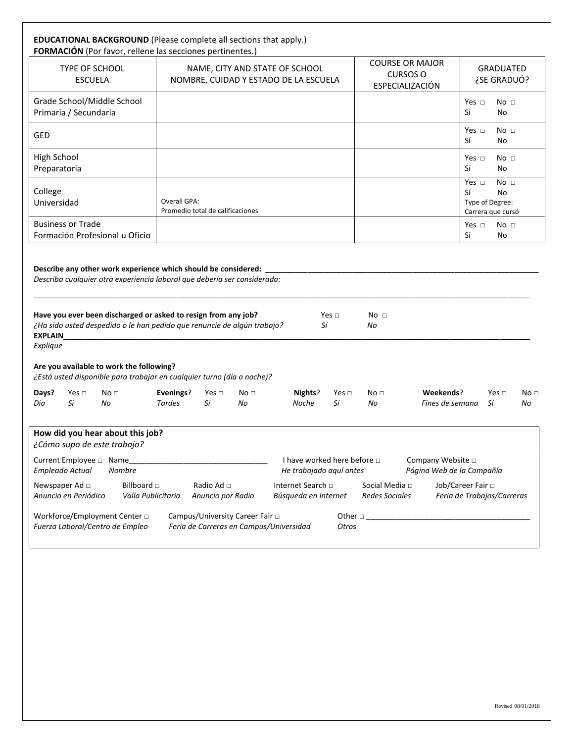**EDUCATIONAL BACKGROUND** (Please complete all sections that apply.)
**FORMACIÓN** (Por favor, rellene las secciones pertinentes.)

| TYPE OF SCHOOL ESCUELA | NAME, CITY AND STATE OF SCHOOL NOMBRE, CUIDAD Y ESTADO DE LA ESCUELA | COURSE OR MAJOR CURSOS O ESPECIALIZACIÓN | GRADUATED ¿SE GRADUÓ? |
|---|---|---|---|
| Grade School/Middle School Primaria / Secundaria | | | Yes □ No □ Sí No |
| GED | | | Yes □ No □ Sí No |
| High School Preparatoria | | | Yes □ No □ Sí No |
| College Universidad | Overall GPA: Promedio total de calificaciones | | Yes □ No □ Sí No Type of Degree: Carrera que cursó |
| Business or Trade Formación Profesional u Oficio | | | Yes □ No □ Sí No |

**Describe any other work experience which should be considered:** ______________________________
*Describa cualquier otra experiencia laboral que debería ser considerada:*

______________________________________________________________________________

**Have you ever been discharged or asked to resign from any job?** Yes □ No □
*¿Ha sido usted despedido o le han pedido que renuncie de algún trabajo?* *Sí* *No*
**EXPLAIN**______________________________________________________________________
*Explique*

**Are you available to work the following?**
*¿Está usted disponible para trabajar en cualquier turno (día o noche)?*

**Days?** Yes □ No □ **Evenings**? Yes □ No □ **Nights**? Yes □ No □ **Weekends**? Yes □ No □
*Día Sí No* *Tardes Sí No* *Noche Sí No* *Fines de semana Sí No*

**How did you hear about this job?**
*¿Cómo supo de este trabajo?*

Current Employee □ Name________________________________ *Empleado Actual* *Nombre*
I have worked here before □ *He trabajado aquí antes*
Company Website □ *Página Web de la Compañía*

Newspaper Ad □ *Anuncio en Periódico*
Billboard □ *Valla Publicitaria*
Radio Ad □ *Anuncio por Radio*
Internet Search □ *Búsqueda en Internet*
Social Media □ *Redes Sociales*
Job/Career Fair □ *Feria de Trabajos/Carreras*

Workforce/Employment Center □ *Fuerza Laboral/Centro de Empleo*
Campus/University Career Fair □ *Feria de Carreras en Campus/Universidad*
Other □ ______________________________________ *Otros*

Revised 08/01/2018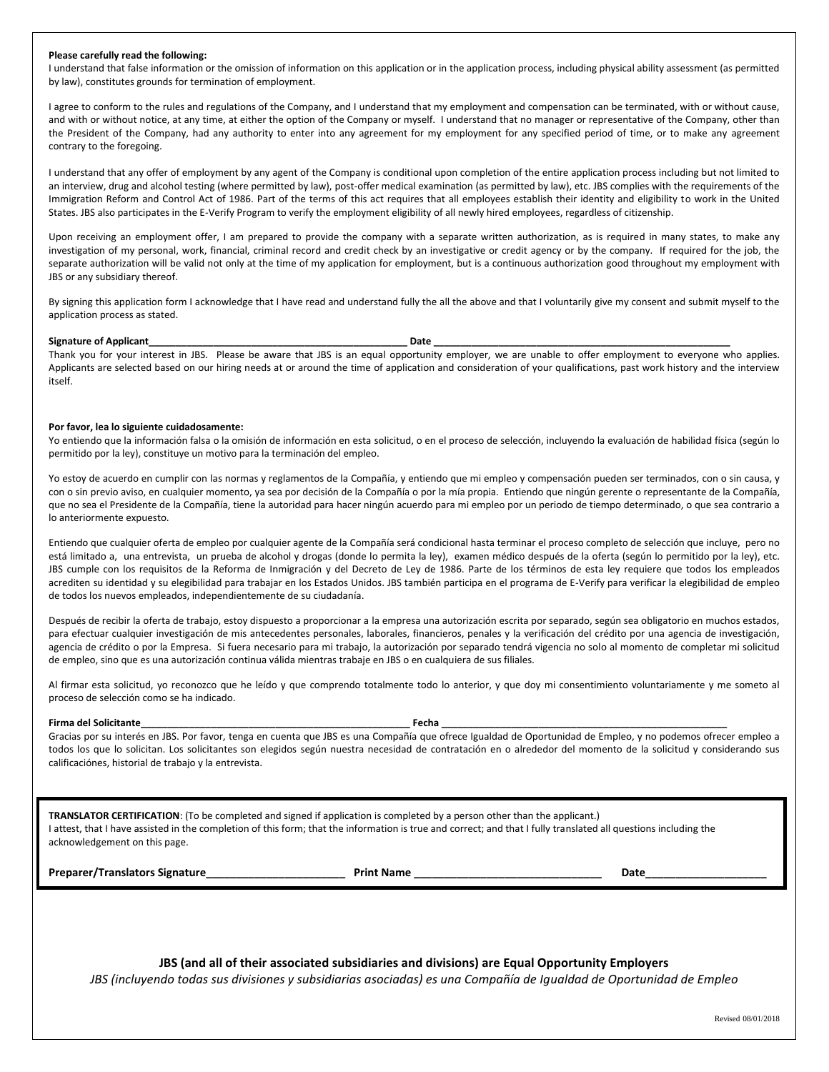**Please carefully read the following:**
I understand that false information or the omission of information on this application or in the application process, including physical ability assessment (as permitted by law), constitutes grounds for termination of employment.

I agree to conform to the rules and regulations of the Company, and I understand that my employment and compensation can be terminated, with or without cause, and with or without notice, at any time, at either the option of the Company or myself. I understand that no manager or representative of the Company, other than the President of the Company, had any authority to enter into any agreement for my employment for any specified period of time, or to make any agreement contrary to the foregoing.

I understand that any offer of employment by any agent of the Company is conditional upon completion of the entire application process including but not limited to an interview, drug and alcohol testing (where permitted by law), post-offer medical examination (as permitted by law), etc. JBS complies with the requirements of the Immigration Reform and Control Act of 1986. Part of the terms of this act requires that all employees establish their identity and eligibility to work in the United States. JBS also participates in the E-Verify Program to verify the employment eligibility of all newly hired employees, regardless of citizenship.

Upon receiving an employment offer, I am prepared to provide the company with a separate written authorization, as is required in many states, to make any investigation of my personal, work, financial, criminal record and credit check by an investigative or credit agency or by the company. If required for the job, the separate authorization will be valid not only at the time of my application for employment, but is a continuous authorization good throughout my employment with JBS or any subsidiary thereof.

By signing this application form I acknowledge that I have read and understand fully the all the above and that I voluntarily give my consent and submit myself to the application process as stated.

**Signature of Applicant**_______________________________________________ **Date** _____________________________________________________

Thank you for your interest in JBS. Please be aware that JBS is an equal opportunity employer, we are unable to offer employment to everyone who applies. Applicants are selected based on our hiring needs at or around the time of application and consideration of your qualifications, past work history and the interview itself.

**Por favor, lea lo siguiente cuidadosamente:**
Yo entiendo que la información falsa o la omisión de información en esta solicitud, o en el proceso de selección, incluyendo la evaluación de habilidad física (según lo permitido por la ley), constituye un motivo para la terminación del empleo.

Yo estoy de acuerdo en cumplir con las normas y reglamentos de la Compañía, y entiendo que mi empleo y compensación pueden ser terminados, con o sin causa, y con o sin previo aviso, en cualquier momento, ya sea por decisión de la Compañía o por la mía propia. Entiendo que ningún gerente o representante de la Compañía, que no sea el Presidente de la Compañía, tiene la autoridad para hacer ningún acuerdo para mi empleo por un periodo de tiempo determinado, o que sea contrario a lo anteriormente expuesto.

Entiendo que cualquier oferta de empleo por cualquier agente de la Compañía será condicional hasta terminar el proceso completo de selección que incluye, pero no está limitado a, una entrevista, un prueba de alcohol y drogas (donde lo permita la ley), examen médico después de la oferta (según lo permitido por la ley), etc. JBS cumple con los requisitos de la Reforma de Inmigración y del Decreto de Ley de 1986. Parte de los términos de esta ley requiere que todos los empleados acrediten su identidad y su elegibilidad para trabajar en los Estados Unidos. JBS también participa en el programa de E-Verify para verificar la elegibilidad de empleo de todos los nuevos empleados, independientemente de su ciudadanía.

Después de recibir la oferta de trabajo, estoy dispuesto a proporcionar a la empresa una autorización escrita por separado, según sea obligatorio en muchos estados, para efectuar cualquier investigación de mis antecedentes personales, laborales, financieros, penales y la verificación del crédito por una agencia de investigación, agencia de crédito o por la Empresa. Si fuera necesario para mi trabajo, la autorización por separado tendrá vigencia no solo al momento de completar mi solicitud de empleo, sino que es una autorización continua válida mientras trabaje en JBS o en cualquiera de sus filiales.

Al firmar esta solicitud, yo reconozco que he leído y que comprendo totalmente todo lo anterior, y que doy mi consentimiento voluntariamente y me someto al proceso de selección como se ha indicado.

**Firma del Solicitante**__________________________________________________ **Fecha** ____________________________________________________

Gracias por su interés en JBS. Por favor, tenga en cuenta que JBS es una Compañía que ofrece Igualdad de Oportunidad de Empleo, y no podemos ofrecer empleo a todos los que lo solicitan. Los solicitantes son elegidos según nuestra necesidad de contratación en o alrededor del momento de la solicitud y considerando sus calificaciónes, historial de trabajo y la entrevista.

**TRANSLATOR CERTIFICATION**: (To be completed and signed if application is completed by a person other than the applicant.)
I attest, that I have assisted in the completion of this form; that the information is true and correct; and that I fully translated all questions including the acknowledgement on this page.

**Preparer/Translators Signature**______________________ **Print Name** ______________________________ **Date**___________________

**JBS (and all of their associated subsidiaries and divisions) are Equal Opportunity Employers**

*JBS (incluyendo todas sus divisiones y subsidiarias asociadas) es una Compañía de Igualdad de Oportunidad de Empleo*

Revised 08/01/2018